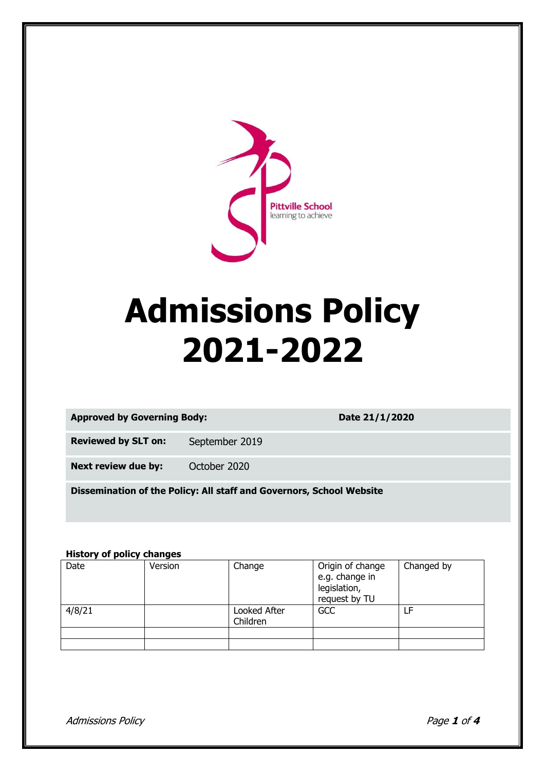Pittville School
learning to achieve

# Admissions Policy 2021-2022

| **Approved by Governing Body:** | | **Date 21/1/2020** |
|---|---|---|
| **Reviewed by SLT on:** | September 2019 | |
| **Next review due by:** | October 2020 | |
| **Dissemination of the Policy: All staff and Governors, School Website** | | |

**History of policy changes**

| Date | Version | Change | Origin of change e.g. change in legislation, request by TU | Changed by |
|---|---|---|---|---|
| 4/8/21 | | Looked After Children | GCC | LF |
| | | | | |
| | | | | |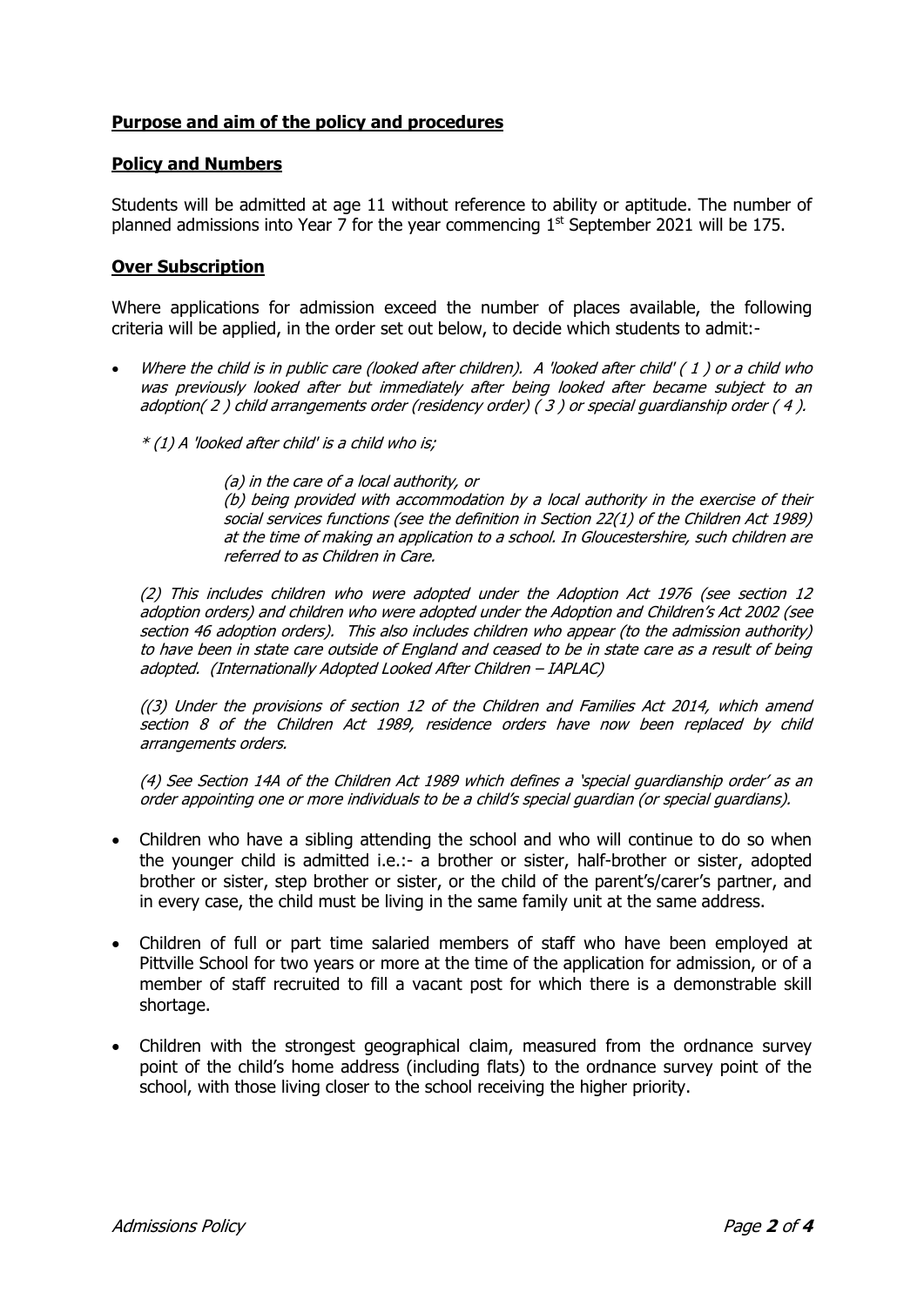## Purpose and aim of the policy and procedures

## Policy and Numbers

Students will be admitted at age 11 without reference to ability or aptitude. The number of planned admissions into Year 7 for the year commencing 1st September 2021 will be 175.

## Over Subscription

Where applications for admission exceed the number of places available, the following criteria will be applied, in the order set out below, to decide which students to admit:-

- *Where the child is in public care (looked after children). A 'looked after child' ( 1 ) or a child who was previously looked after but immediately after being looked after became subject to an adoption( 2 ) child arrangements order (residency order) ( 3 ) or special guardianship order ( 4 ).*

  *\* (1) A 'looked after child' is a child who is;*

  > *(a) in the care of a local authority, or*
  >
  > *(b) being provided with accommodation by a local authority in the exercise of their social services functions (see the definition in Section 22(1) of the Children Act 1989) at the time of making an application to a school. In Gloucestershire, such children are referred to as Children in Care.*

  *(2) This includes children who were adopted under the Adoption Act 1976 (see section 12 adoption orders) and children who were adopted under the Adoption and Children's Act 2002 (see section 46 adoption orders). This also includes children who appear (to the admission authority) to have been in state care outside of England and ceased to be in state care as a result of being adopted. (Internationally Adopted Looked After Children – IAPLAC)*

  *((3) Under the provisions of section 12 of the Children and Families Act 2014, which amend section 8 of the Children Act 1989, residence orders have now been replaced by child arrangements orders.*

  *(4) See Section 14A of the Children Act 1989 which defines a 'special guardianship order' as an order appointing one or more individuals to be a child's special guardian (or special guardians).*

- Children who have a sibling attending the school and who will continue to do so when the younger child is admitted i.e.:- a brother or sister, half-brother or sister, adopted brother or sister, step brother or sister, or the child of the parent's/carer's partner, and in every case, the child must be living in the same family unit at the same address.

- Children of full or part time salaried members of staff who have been employed at Pittville School for two years or more at the time of the application for admission, or of a member of staff recruited to fill a vacant post for which there is a demonstrable skill shortage.

- Children with the strongest geographical claim, measured from the ordnance survey point of the child's home address (including flats) to the ordnance survey point of the school, with those living closer to the school receiving the higher priority.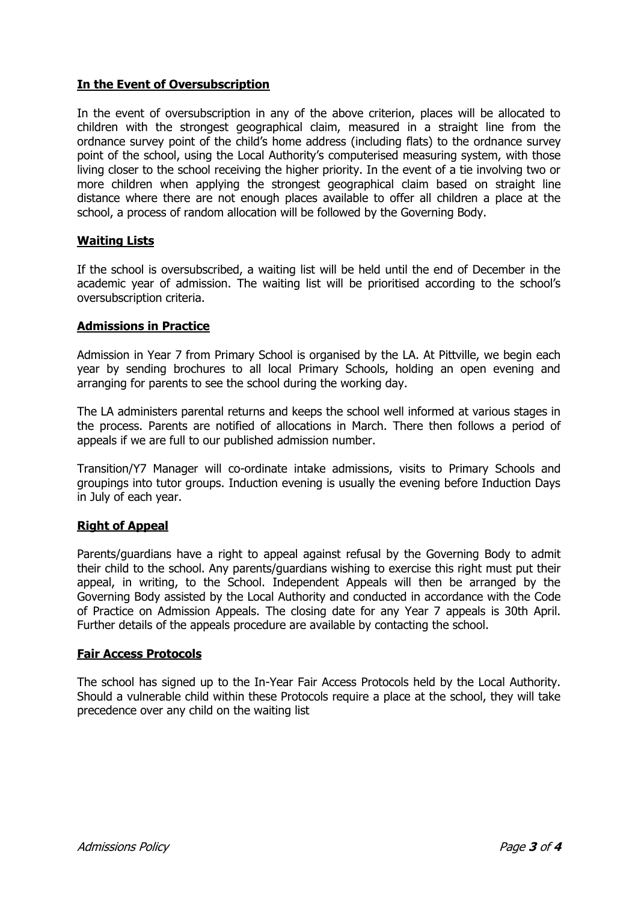## In the Event of Oversubscription

In the event of oversubscription in any of the above criterion, places will be allocated to children with the strongest geographical claim, measured in a straight line from the ordnance survey point of the child's home address (including flats) to the ordnance survey point of the school, using the Local Authority's computerised measuring system, with those living closer to the school receiving the higher priority. In the event of a tie involving two or more children when applying the strongest geographical claim based on straight line distance where there are not enough places available to offer all children a place at the school, a process of random allocation will be followed by the Governing Body.

## Waiting Lists

If the school is oversubscribed, a waiting list will be held until the end of December in the academic year of admission. The waiting list will be prioritised according to the school's oversubscription criteria.

## Admissions in Practice

Admission in Year 7 from Primary School is organised by the LA. At Pittville, we begin each year by sending brochures to all local Primary Schools, holding an open evening and arranging for parents to see the school during the working day.

The LA administers parental returns and keeps the school well informed at various stages in the process. Parents are notified of allocations in March. There then follows a period of appeals if we are full to our published admission number.

Transition/Y7 Manager will co-ordinate intake admissions, visits to Primary Schools and groupings into tutor groups. Induction evening is usually the evening before Induction Days in July of each year.

## Right of Appeal

Parents/guardians have a right to appeal against refusal by the Governing Body to admit their child to the school. Any parents/guardians wishing to exercise this right must put their appeal, in writing, to the School. Independent Appeals will then be arranged by the Governing Body assisted by the Local Authority and conducted in accordance with the Code of Practice on Admission Appeals. The closing date for any Year 7 appeals is 30th April. Further details of the appeals procedure are available by contacting the school.

## Fair Access Protocols

The school has signed up to the In-Year Fair Access Protocols held by the Local Authority. Should a vulnerable child within these Protocols require a place at the school, they will take precedence over any child on the waiting list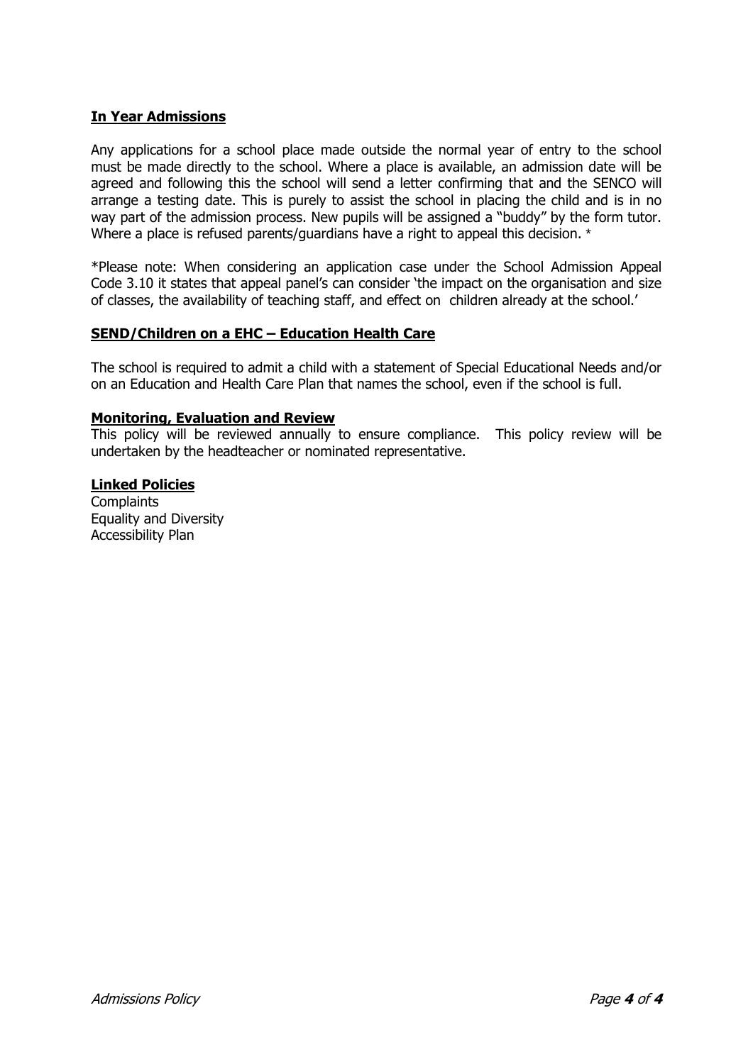## In Year Admissions

Any applications for a school place made outside the normal year of entry to the school must be made directly to the school. Where a place is available, an admission date will be agreed and following this the school will send a letter confirming that and the SENCO will arrange a testing date. This is purely to assist the school in placing the child and is in no way part of the admission process. New pupils will be assigned a "buddy" by the form tutor. Where a place is refused parents/guardians have a right to appeal this decision. *

*Please note: When considering an application case under the School Admission Appeal Code 3.10 it states that appeal panel's can consider 'the impact on the organisation and size of classes, the availability of teaching staff, and effect on children already at the school.'

## SEND/Children on a EHC – Education Health Care

The school is required to admit a child with a statement of Special Educational Needs and/or on an Education and Health Care Plan that names the school, even if the school is full.

## Monitoring, Evaluation and Review

This policy will be reviewed annually to ensure compliance. This policy review will be undertaken by the headteacher or nominated representative.

## Linked Policies

Complaints
Equality and Diversity
Accessibility Plan